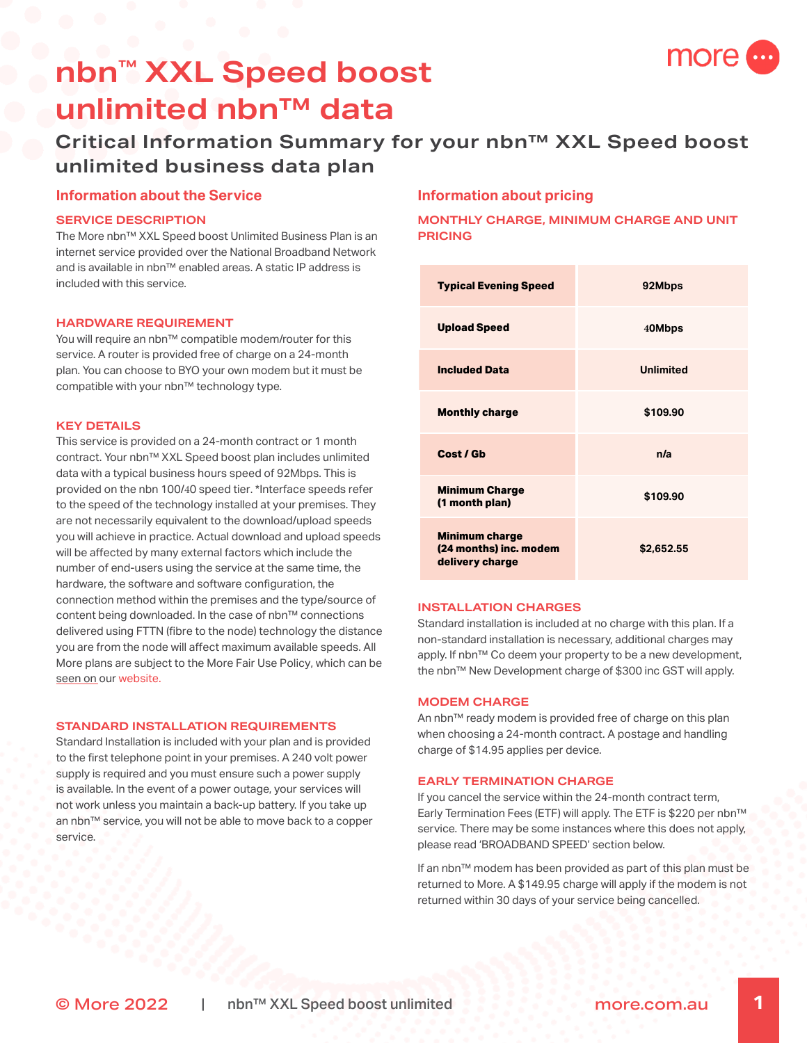# nbn™ XXL Speed boost unlimited nbn™ data

## Critical Information Summary for your nbn™ XXL Speed boost unlimited business data plan

### Information about the Service

#### SERVICE DESCRIPTION

The More nbn™ XXL Speed boost Unlimited Business Plan is an internet service provided over the National Broadband Network and is available in nbn™ enabled areas. A static IP address is included with this service.

#### HARDWARE REQUIREMENT

You will require an nbn™ compatible modem/router for this service. A router is provided free of charge on a 24-month plan. You can choose to BYO your own modem but it must be compatible with your nbn™ technology type.

#### KEY DETAILS

This service is provided on a 24-month contract or 1 month contract. Your nbn™ XXL Speed boost plan includes unlimited data with a typical business hours speed of 92Mbps. This is provided on the nbn 100/40 speed tier. *Interface speeds refer to the speed of the technology installed at your premises. They are not necessarily equivalent to the download/upload speeds you will achieve in practice. Actual download and upload speeds will be affected by many external factors which include the number of end-users using the service at the same time, the hardware, the software and software configuration, the connection method within the premises and the type/source of content being downloaded. In the case of nbn™ connections delivered using FTTN (fibre to the node) technology the distance you are from the node will affect maximum available speeds. All More plans are subject to the More Fair Use Policy, which can be seen on our website.

#### STANDARD INSTALLATION REQUIREMENTS

Standard Installation is included with your plan and is provided to the first telephone point in your premises. A 240 volt power supply is required and you must ensure such a power supply is available. In the event of a power outage, your services will not work unless you maintain a back-up battery. If you take up an nbn™ service, you will not be able to move back to a copper service.

### Information about pricing

#### MONTHLY CHARGE, MINIMUM CHARGE AND UNIT PRICING

| | |
|---|---|
| **Typical Evening Speed** | 92Mbps |
| **Upload Speed** | 40Mbps |
| **Included Data** | Unlimited |
| **Monthly charge** | $109.90 |
| **Cost / Gb** | n/a |
| **Minimum Charge (1 month plan)** | $109.90 |
| **Minimum charge (24 months) inc. modem delivery charge** | $2,652.55 |

#### INSTALLATION CHARGES

Standard installation is included at no charge with this plan. If a non-standard installation is necessary, additional charges may apply. If nbn™ Co deem your property to be a new development, the nbn™ New Development charge of $300 inc GST will apply.

#### MODEM CHARGE

An nbn™ ready modem is provided free of charge on this plan when choosing a 24-month contract. A postage and handling charge of $14.95 applies per device.

#### EARLY TERMINATION CHARGE

If you cancel the service within the 24-month contract term, Early Termination Fees (ETF) will apply. The ETF is $220 per nbn™ service. There may be some instances where this does not apply, please read 'BROADBAND SPEED' section below.

If an nbn™ modem has been provided as part of this plan must be returned to More. A $149.95 charge will apply if the modem is not returned within 30 days of your service being cancelled.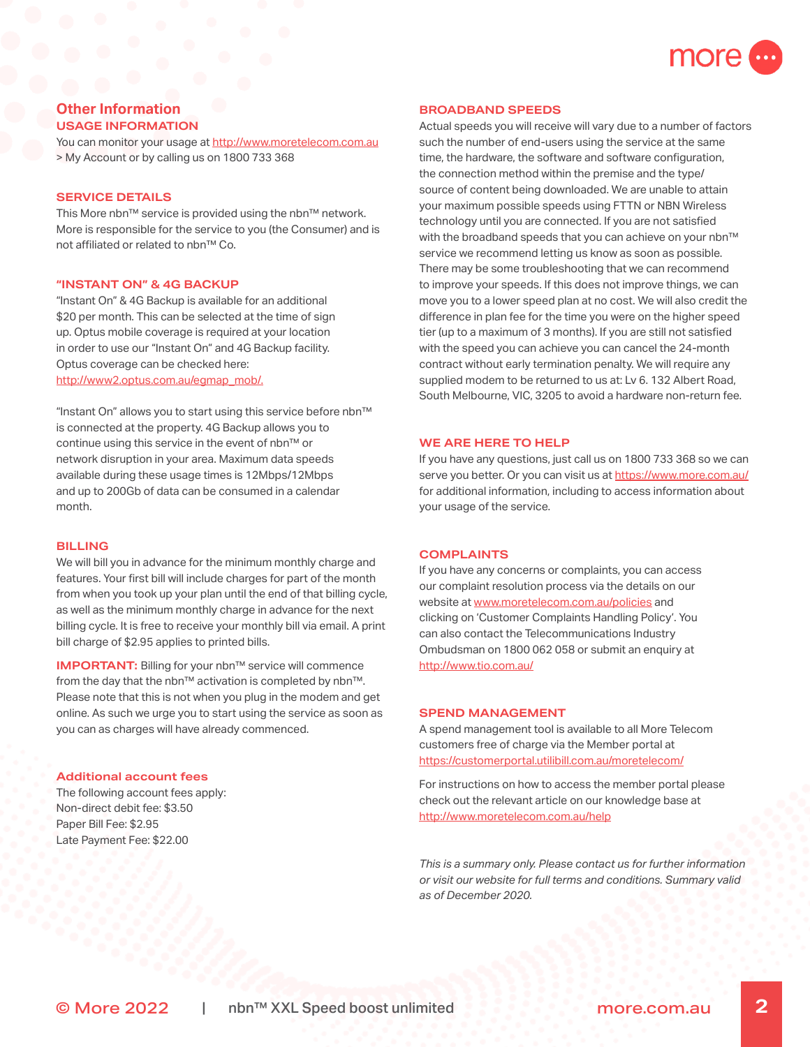## Other Information

### USAGE INFORMATION

You can monitor your usage at http://www.moretelecom.com.au > My Account or by calling us on 1800 733 368

### SERVICE DETAILS

This More nbn™ service is provided using the nbn™ network. More is responsible for the service to you (the Consumer) and is not affiliated or related to nbn™ Co.

### "INSTANT ON" & 4G BACKUP

"Instant On" & 4G Backup is available for an additional $20 per month. This can be selected at the time of sign up. Optus mobile coverage is required at your location in order to use our "Instant On" and 4G Backup facility. Optus coverage can be checked here: http://www2.optus.com.au/egmap_mob/.

"Instant On" allows you to start using this service before nbn™ is connected at the property. 4G Backup allows you to continue using this service in the event of nbn™ or network disruption in your area. Maximum data speeds available during these usage times is 12Mbps/12Mbps and up to 200Gb of data can be consumed in a calendar month.

### BILLING

We will bill you in advance for the minimum monthly charge and features. Your first bill will include charges for part of the month from when you took up your plan until the end of that billing cycle, as well as the minimum monthly charge in advance for the next billing cycle. It is free to receive your monthly bill via email. A print bill charge of $2.95 applies to printed bills.

**IMPORTANT:** Billing for your nbn™ service will commence from the day that the nbn™ activation is completed by nbn™. Please note that this is not when you plug in the modem and get online. As such we urge you to start using the service as soon as you can as charges will have already commenced.

### Additional account fees

The following account fees apply:
Non-direct debit fee: $3.50
Paper Bill Fee: $2.95
Late Payment Fee: $22.00

### BROADBAND SPEEDS

Actual speeds you will receive will vary due to a number of factors such the number of end-users using the service at the same time, the hardware, the software and software configuration, the connection method within the premise and the type/source of content being downloaded. We are unable to attain your maximum possible speeds using FTTN or NBN Wireless technology until you are connected. If you are not satisfied with the broadband speeds that you can achieve on your nbn™ service we recommend letting us know as soon as possible. There may be some troubleshooting that we can recommend to improve your speeds. If this does not improve things, we can move you to a lower speed plan at no cost. We will also credit the difference in plan fee for the time you were on the higher speed tier (up to a maximum of 3 months). If you are still not satisfied with the speed you can achieve you can cancel the 24-month contract without early termination penalty. We will require any supplied modem to be returned to us at: Lv 6. 132 Albert Road, South Melbourne, VIC, 3205 to avoid a hardware non-return fee.

### WE ARE HERE TO HELP

If you have any questions, just call us on 1800 733 368 so we can serve you better. Or you can visit us at https://www.more.com.au/ for additional information, including to access information about your usage of the service.

### COMPLAINTS

If you have any concerns or complaints, you can access our complaint resolution process via the details on our website at www.moretelecom.com.au/policies and clicking on 'Customer Complaints Handling Policy'. You can also contact the Telecommunications Industry Ombudsman on 1800 062 058 or submit an enquiry at http://www.tio.com.au/

### SPEND MANAGEMENT

A spend management tool is available to all More Telecom customers free of charge via the Member portal at https://customerportal.utilibill.com.au/moretelecom/

For instructions on how to access the member portal please check out the relevant article on our knowledge base at http://www.moretelecom.com.au/help

*This is a summary only. Please contact us for further information or visit our website for full terms and conditions. Summary valid as of December 2020.*